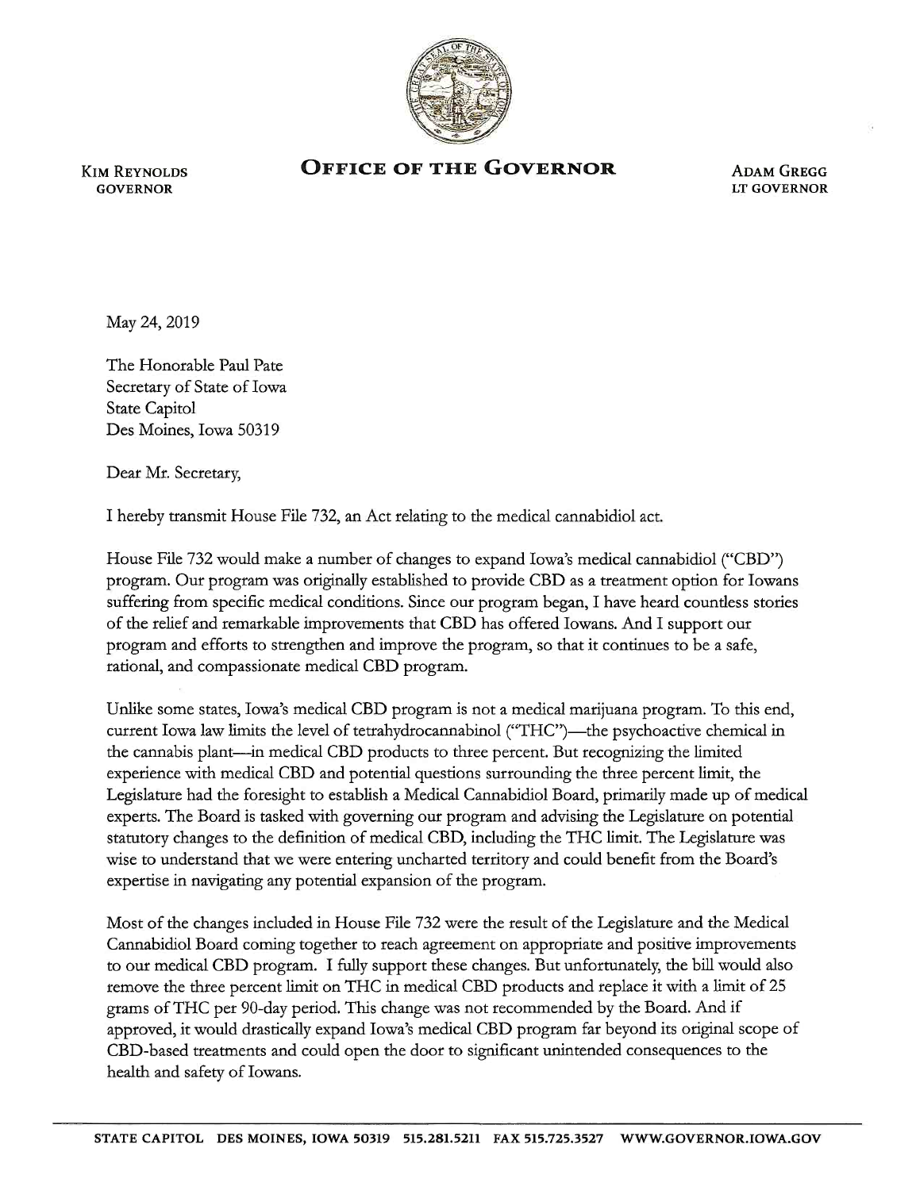**KIM REYNOLDS**
GOVERNOR

# OFFICE OF THE GOVERNOR

**ADAM GREGG**
LT GOVERNOR

May 24, 2019

The Honorable Paul Pate
Secretary of State of Iowa
State Capitol
Des Moines, Iowa 50319

Dear Mr. Secretary,

I hereby transmit House File 732, an Act relating to the medical cannabidiol act.

House File 732 would make a number of changes to expand Iowa's medical cannabidiol ("CBD") program. Our program was originally established to provide CBD as a treatment option for Iowans suffering from specific medical conditions. Since our program began, I have heard countless stories of the relief and remarkable improvements that CBD has offered Iowans. And I support our program and efforts to strengthen and improve the program, so that it continues to be a safe, rational, and compassionate medical CBD program.

Unlike some states, Iowa's medical CBD program is not a medical marijuana program. To this end, current Iowa law limits the level of tetrahydrocannabinol ("THC")—the psychoactive chemical in the cannabis plant—in medical CBD products to three percent. But recognizing the limited experience with medical CBD and potential questions surrounding the three percent limit, the Legislature had the foresight to establish a Medical Cannabidiol Board, primarily made up of medical experts. The Board is tasked with governing our program and advising the Legislature on potential statutory changes to the definition of medical CBD, including the THC limit. The Legislature was wise to understand that we were entering uncharted territory and could benefit from the Board's expertise in navigating any potential expansion of the program.

Most of the changes included in House File 732 were the result of the Legislature and the Medical Cannabidiol Board coming together to reach agreement on appropriate and positive improvements to our medical CBD program. I fully support these changes. But unfortunately, the bill would also remove the three percent limit on THC in medical CBD products and replace it with a limit of 25 grams of THC per 90-day period. This change was not recommended by the Board. And if approved, it would drastically expand Iowa's medical CBD program far beyond its original scope of CBD-based treatments and could open the door to significant unintended consequences to the health and safety of Iowans.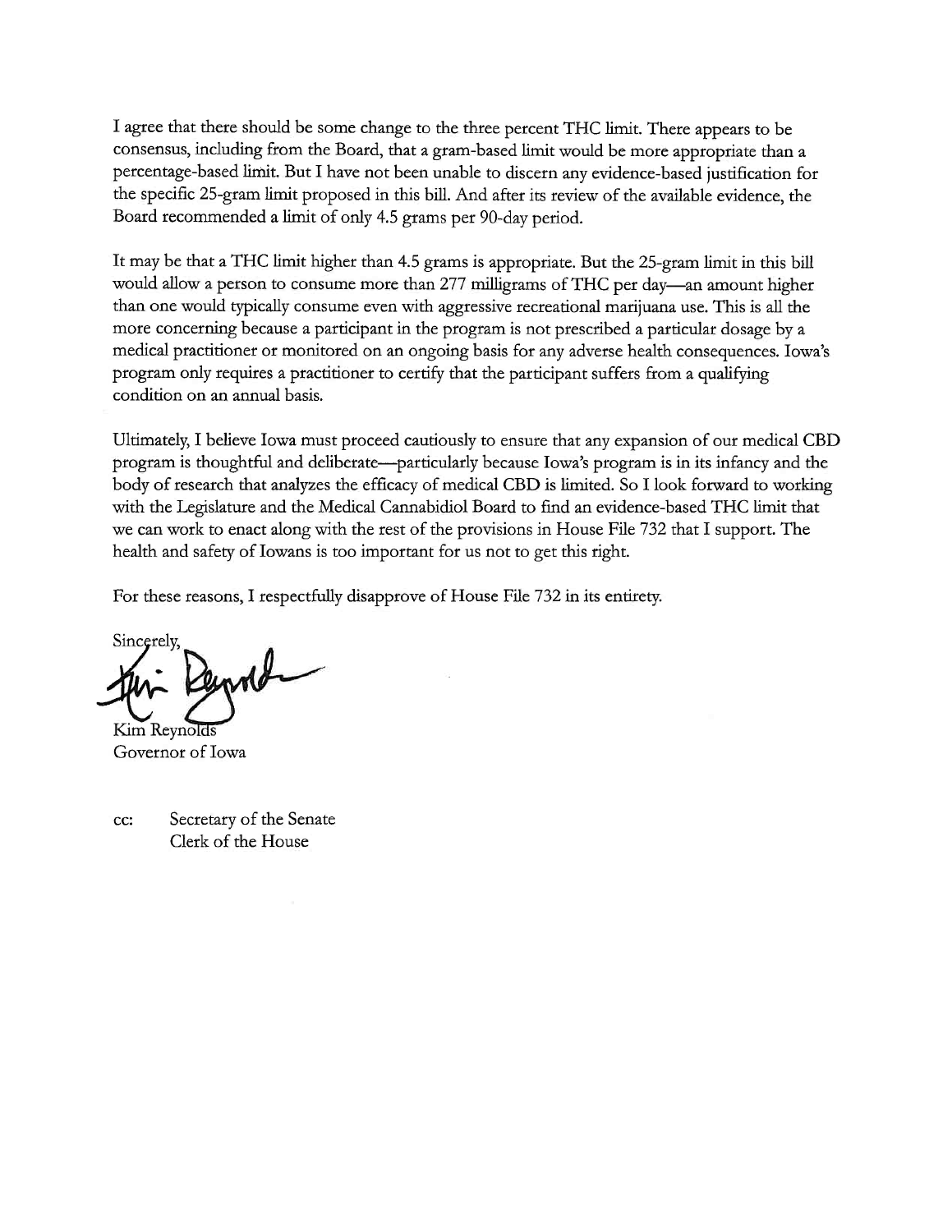I agree that there should be some change to the three percent THC limit. There appears to be consensus, including from the Board, that a gram-based limit would be more appropriate than a percentage-based limit. But I have not been unable to discern any evidence-based justification for the specific 25-gram limit proposed in this bill. And after its review of the available evidence, the Board recommended a limit of only 4.5 grams per 90-day period.

It may be that a THC limit higher than 4.5 grams is appropriate. But the 25-gram limit in this bill would allow a person to consume more than 277 milligrams of THC per day—an amount higher than one would typically consume even with aggressive recreational marijuana use. This is all the more concerning because a participant in the program is not prescribed a particular dosage by a medical practitioner or monitored on an ongoing basis for any adverse health consequences. Iowa's program only requires a practitioner to certify that the participant suffers from a qualifying condition on an annual basis.

Ultimately, I believe Iowa must proceed cautiously to ensure that any expansion of our medical CBD program is thoughtful and deliberate—particularly because Iowa's program is in its infancy and the body of research that analyzes the efficacy of medical CBD is limited. So I look forward to working with the Legislature and the Medical Cannabidiol Board to find an evidence-based THC limit that we can work to enact along with the rest of the provisions in House File 732 that I support. The health and safety of Iowans is too important for us not to get this right.

For these reasons, I respectfully disapprove of House File 732 in its entirety.

Sincerely,

Kim Reynolds
Governor of Iowa

cc: Secretary of the Senate
Clerk of the House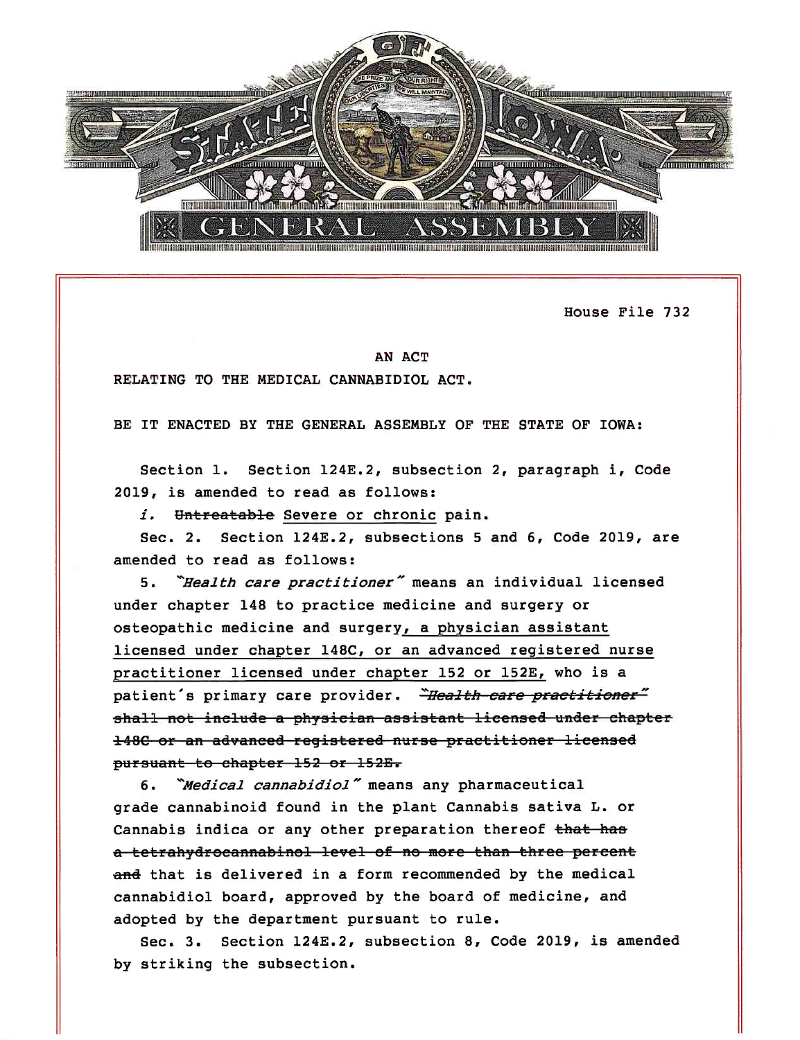House File 732

AN ACT

RELATING TO THE MEDICAL CANNABIDIOL ACT.

BE IT ENACTED BY THE GENERAL ASSEMBLY OF THE STATE OF IOWA:

Section 1. Section 124E.2, subsection 2, paragraph i, Code 2019, is amended to read as follows:

*i.* ~~Untreatable~~ <u>Severe or chronic</u> pain.

Sec. 2. Section 124E.2, subsections 5 and 6, Code 2019, are amended to read as follows:

5. *"Health care practitioner"* means an individual licensed under chapter 148 to practice medicine and surgery or osteopathic medicine and surgery<u>, a physician assistant licensed under chapter 148C, or an advanced registered nurse practitioner licensed under chapter 152 or 152E,</u> who is a patient's primary care provider. ~~*"Health care practitioner"* shall not include a physician assistant licensed under chapter 148C or an advanced registered nurse practitioner licensed pursuant to chapter 152 or 152E.~~

6. *"Medical cannabidiol"* means any pharmaceutical grade cannabinoid found in the plant Cannabis sativa L. or Cannabis indica or any other preparation thereof ~~that has a tetrahydrocannabinol level of no more than three percent and~~ that is delivered in a form recommended by the medical cannabidiol board, approved by the board of medicine, and adopted by the department pursuant to rule.

Sec. 3. Section 124E.2, subsection 8, Code 2019, is amended by striking the subsection.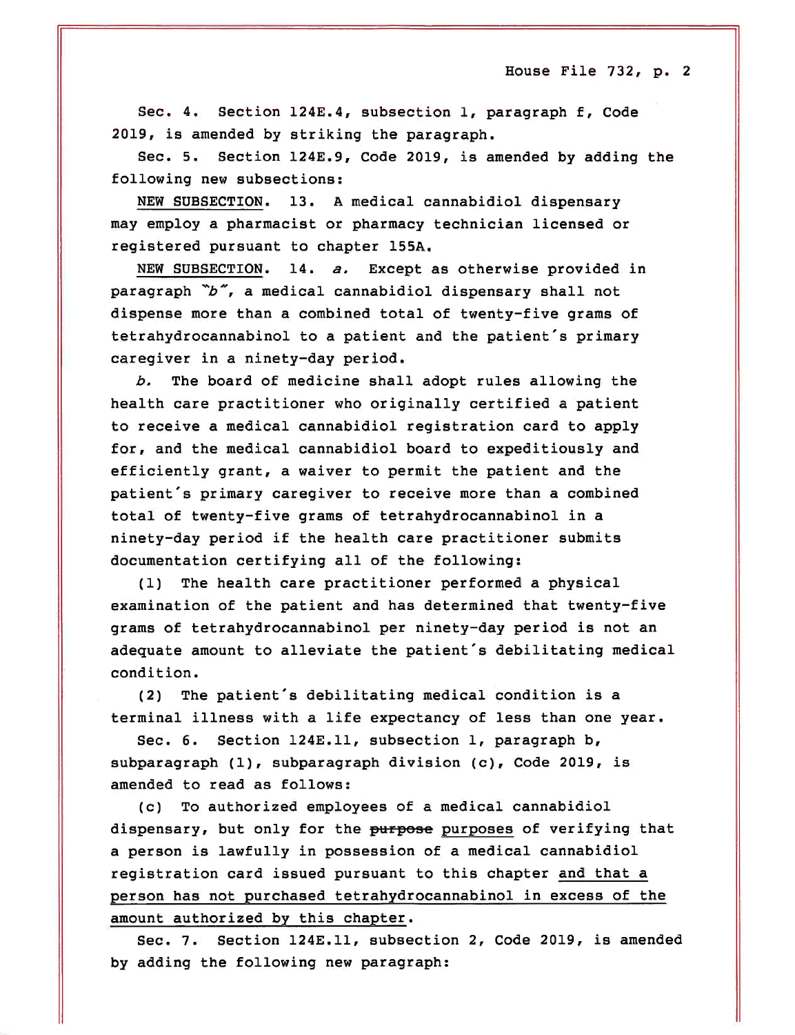Sec. 4. Section 124E.4, subsection 1, paragraph f, Code 2019, is amended by striking the paragraph.

Sec. 5. Section 124E.9, Code 2019, is amended by adding the following new subsections:

<u>NEW SUBSECTION</u>. 13. A medical cannabidiol dispensary may employ a pharmacist or pharmacy technician licensed or registered pursuant to chapter 155A.

<u>NEW SUBSECTION</u>. 14. *a.* Except as otherwise provided in paragraph "b", a medical cannabidiol dispensary shall not dispense more than a combined total of twenty-five grams of tetrahydrocannabinol to a patient and the patient's primary caregiver in a ninety-day period.

*b.* The board of medicine shall adopt rules allowing the health care practitioner who originally certified a patient to receive a medical cannabidiol registration card to apply for, and the medical cannabidiol board to expeditiously and efficiently grant, a waiver to permit the patient and the patient's primary caregiver to receive more than a combined total of twenty-five grams of tetrahydrocannabinol in a ninety-day period if the health care practitioner submits documentation certifying all of the following:

(1) The health care practitioner performed a physical examination of the patient and has determined that twenty-five grams of tetrahydrocannabinol per ninety-day period is not an adequate amount to alleviate the patient's debilitating medical condition.

(2) The patient's debilitating medical condition is a terminal illness with a life expectancy of less than one year.

Sec. 6. Section 124E.11, subsection 1, paragraph b, subparagraph (1), subparagraph division (c), Code 2019, is amended to read as follows:

(c) To authorized employees of a medical cannabidiol dispensary, but only for the ~~purpose~~ <u>purposes</u> of verifying that a person is lawfully in possession of a medical cannabidiol registration card issued pursuant to this chapter <u>and that a person has not purchased tetrahydrocannabinol in excess of the amount authorized by this chapter</u>.

Sec. 7. Section 124E.11, subsection 2, Code 2019, is amended by adding the following new paragraph: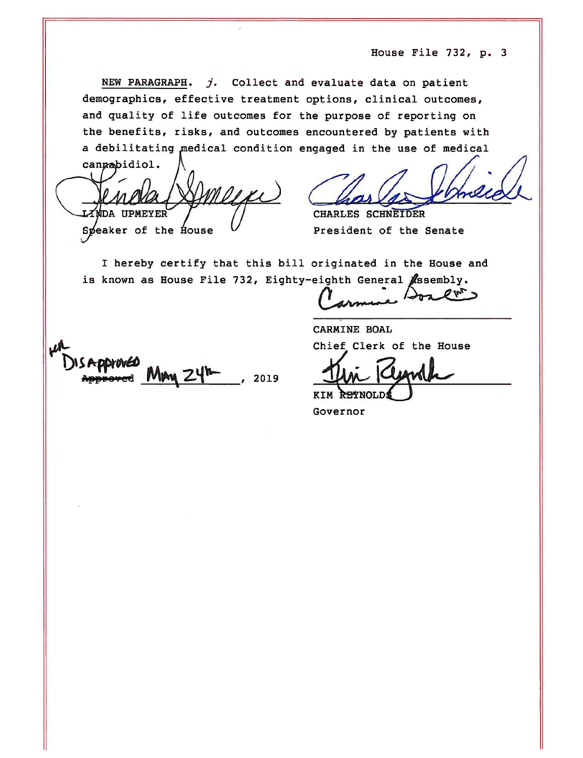NEW PARAGRAPH. *j.* Collect and evaluate data on patient demographics, effective treatment options, clinical outcomes, and quality of life outcomes for the purpose of reporting on the benefits, risks, and outcomes encountered by patients with a debilitating medical condition engaged in the use of medical cannabidiol.

LINDA UPMEYER
Speaker of the House

CHARLES SCHNEIDER
President of the Senate

I hereby certify that this bill originated in the House and is known as House File 732, Eighty-eighth General Assembly.

CARMINE BOAL
Chief Clerk of the House

DISAPPROVED ~~Approved~~ May 24th, 2019

KIM REYNOLDS
Governor